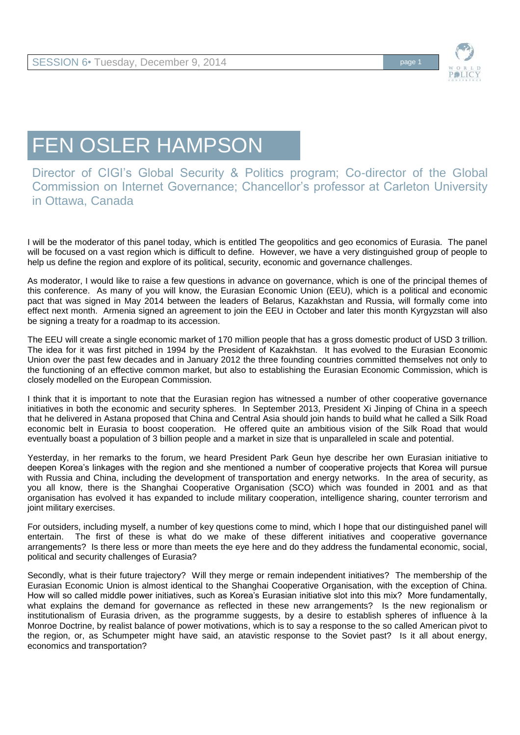# FEN OSLER HAMPSON

Director of CIGI's Global Security & Politics program; Co-director of the Global Commission on Internet Governance; Chancellor's professor at Carleton University in Ottawa, Canada

I will be the moderator of this panel today, which is entitled The geopolitics and geo economics of Eurasia. The panel will be focused on a vast region which is difficult to define. However, we have a very distinguished group of people to help us define the region and explore of its political, security, economic and governance challenges.

As moderator, I would like to raise a few questions in advance on governance, which is one of the principal themes of this conference. As many of you will know, the Eurasian Economic Union (EEU), which is a political and economic pact that was signed in May 2014 between the leaders of Belarus, Kazakhstan and Russia, will formally come into effect next month. Armenia signed an agreement to join the EEU in October and later this month Kyrgyzstan will also be signing a treaty for a roadmap to its accession.

The EEU will create a single economic market of 170 million people that has a gross domestic product of USD 3 trillion. The idea for it was first pitched in 1994 by the President of Kazakhstan. It has evolved to the Eurasian Economic Union over the past few decades and in January 2012 the three founding countries committed themselves not only to the functioning of an effective common market, but also to establishing the Eurasian Economic Commission, which is closely modelled on the European Commission.

I think that it is important to note that the Eurasian region has witnessed a number of other cooperative governance initiatives in both the economic and security spheres. In September 2013, President Xi Jinping of China in a speech that he delivered in Astana proposed that China and Central Asia should join hands to build what he called a Silk Road economic belt in Eurasia to boost cooperation. He offered quite an ambitious vision of the Silk Road that would eventually boast a population of 3 billion people and a market in size that is unparalleled in scale and potential.

Yesterday, in her remarks to the forum, we heard President Park Geun hye describe her own Eurasian initiative to deepen Korea's linkages with the region and she mentioned a number of cooperative projects that Korea will pursue with Russia and China, including the development of transportation and energy networks. In the area of security, as you all know, there is the Shanghai Cooperative Organisation (SCO) which was founded in 2001 and as that organisation has evolved it has expanded to include military cooperation, intelligence sharing, counter terrorism and joint military exercises.

For outsiders, including myself, a number of key questions come to mind, which I hope that our distinguished panel will entertain. The first of these is what do we make of these different initiatives and cooperative governance arrangements? Is there less or more than meets the eye here and do they address the fundamental economic, social, political and security challenges of Eurasia?

Secondly, what is their future trajectory? Will they merge or remain independent initiatives? The membership of the Eurasian Economic Union is almost identical to the Shanghai Cooperative Organisation, with the exception of China. How will so called middle power initiatives, such as Korea's Eurasian initiative slot into this mix? More fundamentally, what explains the demand for governance as reflected in these new arrangements? Is the new regionalism or institutionalism of Eurasia driven, as the programme suggests, by a desire to establish spheres of influence à la Monroe Doctrine, by realist balance of power motivations, which is to say a response to the so called American pivot to the region, or, as Schumpeter might have said, an atavistic response to the Soviet past? Is it all about energy, economics and transportation?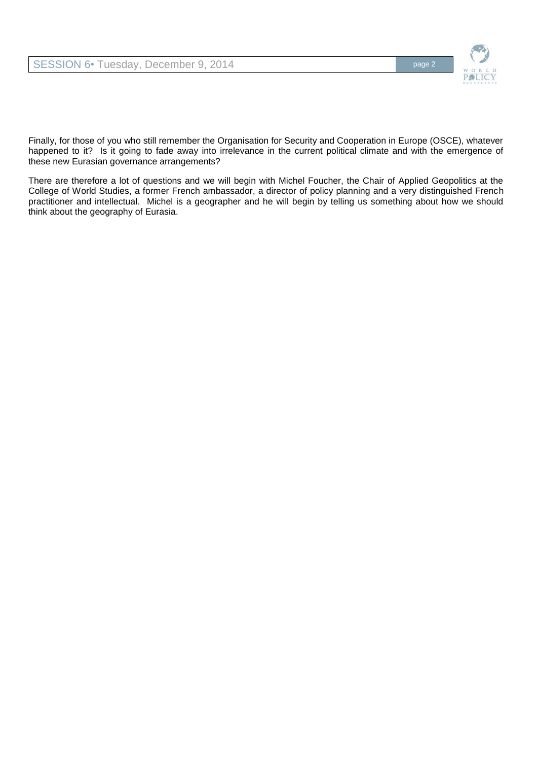Finally, for those of you who still remember the Organisation for Security and Cooperation in Europe (OSCE), whatever happened to it? Is it going to fade away into irrelevance in the current political climate and with the emergence of these new Eurasian governance arrangements?

There are therefore a lot of questions and we will begin with Michel Foucher, the Chair of Applied Geopolitics at the College of World Studies, a former French ambassador, a director of policy planning and a very distinguished French practitioner and intellectual. Michel is a geographer and he will begin by telling us something about how we should think about the geography of Eurasia.